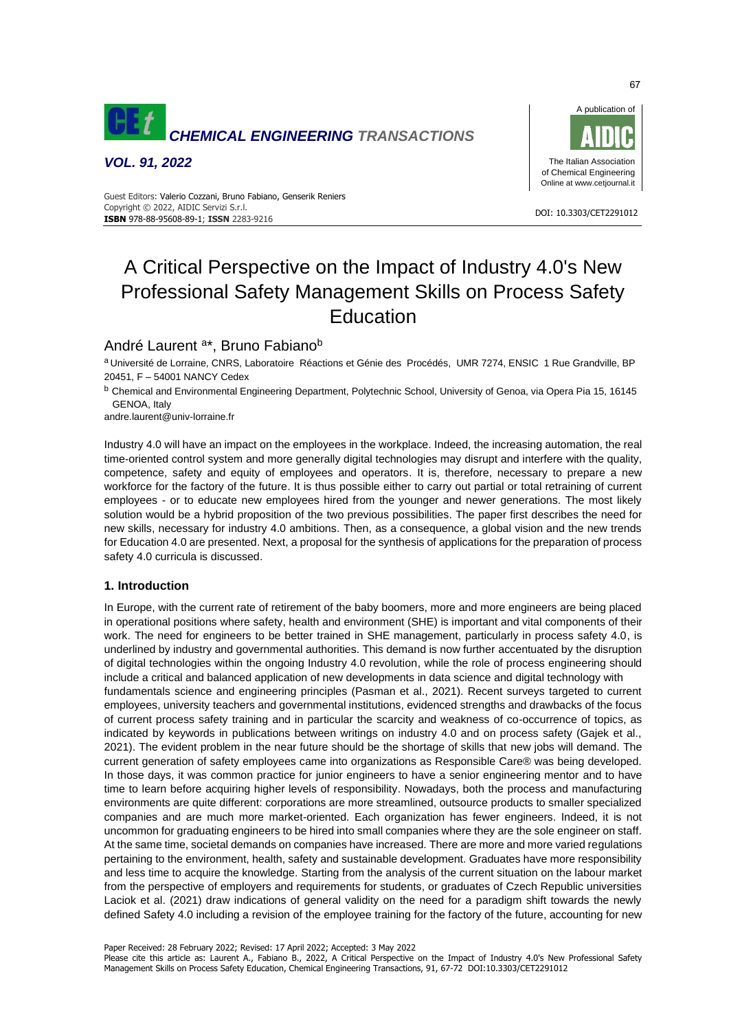# A Critical Perspective on the Impact of Industry 4.0's New Professional Safety Management Skills on Process Safety Education

André Laurent [a]*, Bruno Fabiano[b]

[a] Université de Lorraine, CNRS, Laboratoire Réactions et Génie des Procédés, UMR 7274, ENSIC 1 Rue Grandville, BP 20451, F – 54001 NANCY Cedex

[b] Chemical and Environmental Engineering Department, Polytechnic School, University of Genoa, via Opera Pia 15, 16145 GENOA, Italy

andre.laurent@univ-lorraine.fr

Industry 4.0 will have an impact on the employees in the workplace. Indeed, the increasing automation, the real time-oriented control system and more generally digital technologies may disrupt and interfere with the quality, competence, safety and equity of employees and operators. It is, therefore, necessary to prepare a new workforce for the factory of the future. It is thus possible either to carry out partial or total retraining of current employees - or to educate new employees hired from the younger and newer generations. The most likely solution would be a hybrid proposition of the two previous possibilities. The paper first describes the need for new skills, necessary for industry 4.0 ambitions. Then, as a consequence, a global vision and the new trends for Education 4.0 are presented. Next, a proposal for the synthesis of applications for the preparation of process safety 4.0 curricula is discussed.

## 1. Introduction

In Europe, with the current rate of retirement of the baby boomers, more and more engineers are being placed in operational positions where safety, health and environment (SHE) is important and vital components of their work. The need for engineers to be better trained in SHE management, particularly in process safety 4.0, is underlined by industry and governmental authorities. This demand is now further accentuated by the disruption of digital technologies within the ongoing Industry 4.0 revolution, while the role of process engineering should include a critical and balanced application of new developments in data science and digital technology with fundamentals science and engineering principles (Pasman et al., 2021). Recent surveys targeted to current employees, university teachers and governmental institutions, evidenced strengths and drawbacks of the focus of current process safety training and in particular the scarcity and weakness of co-occurrence of topics, as indicated by keywords in publications between writings on industry 4.0 and on process safety (Gajek et al., 2021). The evident problem in the near future should be the shortage of skills that new jobs will demand. The current generation of safety employees came into organizations as Responsible Care® was being developed. In those days, it was common practice for junior engineers to have a senior engineering mentor and to have time to learn before acquiring higher levels of responsibility. Nowadays, both the process and manufacturing environments are quite different: corporations are more streamlined, outsource products to smaller specialized companies and are much more market-oriented. Each organization has fewer engineers. Indeed, it is not uncommon for graduating engineers to be hired into small companies where they are the sole engineer on staff. At the same time, societal demands on companies have increased. There are more and more varied regulations pertaining to the environment, health, safety and sustainable development. Graduates have more responsibility and less time to acquire the knowledge. Starting from the analysis of the current situation on the labour market from the perspective of employers and requirements for students, or graduates of Czech Republic universities Laciok et al. (2021) draw indications of general validity on the need for a paradigm shift towards the newly defined Safety 4.0 including a revision of the employee training for the factory of the future, accounting for new

Paper Received: 28 February 2022; Revised: 17 April 2022; Accepted: 3 May 2022

Please cite this article as: Laurent A., Fabiano B., 2022, A Critical Perspective on the Impact of Industry 4.0's New Professional Safety Management Skills on Process Safety Education, Chemical Engineering Transactions, 91, 67-72 DOI:10.3303/CET2291012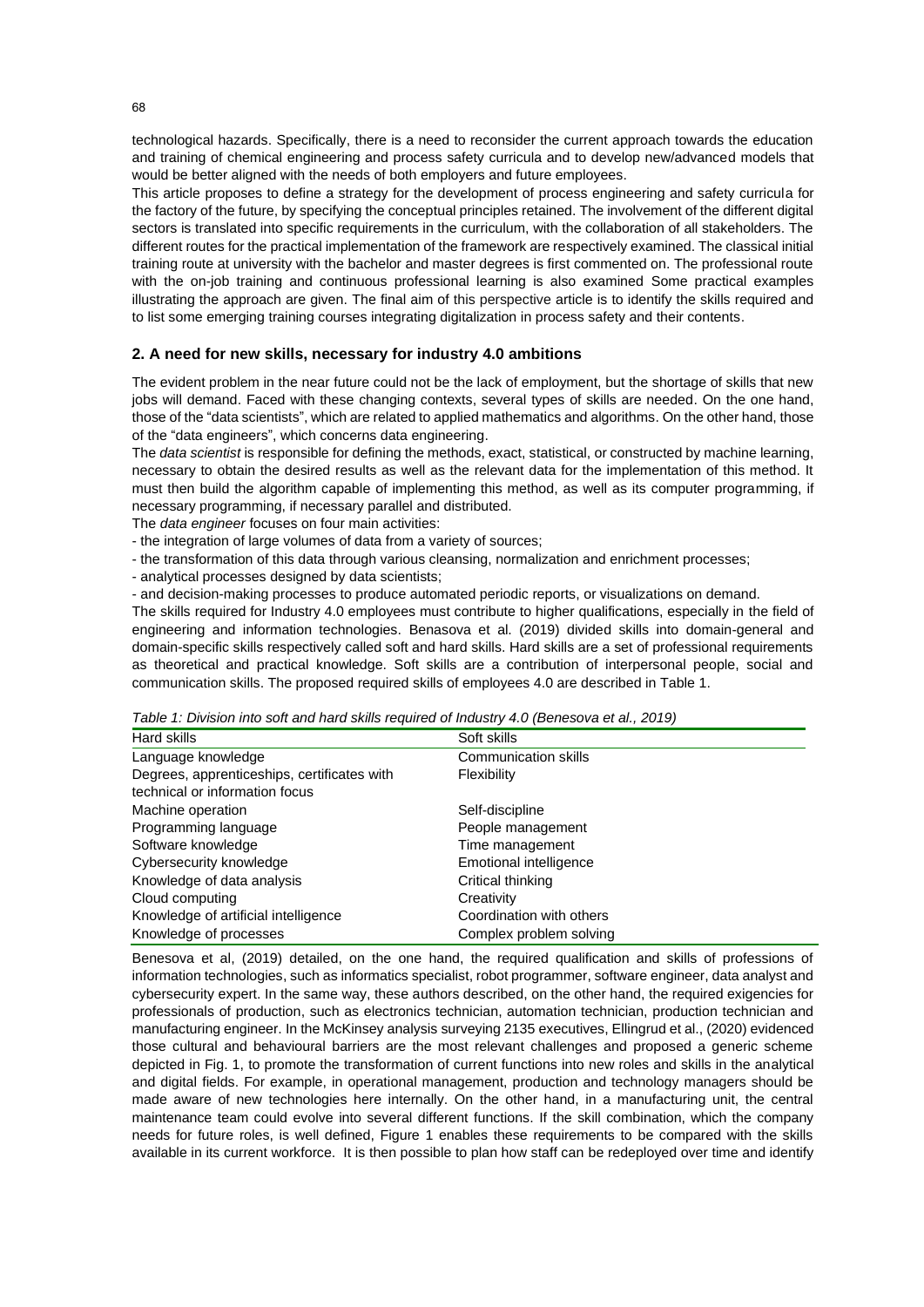technological hazards. Specifically, there is a need to reconsider the current approach towards the education and training of chemical engineering and process safety curricula and to develop new/advanced models that would be better aligned with the needs of both employers and future employees.

This article proposes to define a strategy for the development of process engineering and safety curricula for the factory of the future, by specifying the conceptual principles retained. The involvement of the different digital sectors is translated into specific requirements in the curriculum, with the collaboration of all stakeholders. The different routes for the practical implementation of the framework are respectively examined. The classical initial training route at university with the bachelor and master degrees is first commented on. The professional route with the on-job training and continuous professional learning is also examined Some practical examples illustrating the approach are given. The final aim of this perspective article is to identify the skills required and to list some emerging training courses integrating digitalization in process safety and their contents.

## 2. A need for new skills, necessary for industry 4.0 ambitions

The evident problem in the near future could not be the lack of employment, but the shortage of skills that new jobs will demand. Faced with these changing contexts, several types of skills are needed. On the one hand, those of the "data scientists", which are related to applied mathematics and algorithms. On the other hand, those of the "data engineers", which concerns data engineering.

The *data scientist* is responsible for defining the methods, exact, statistical, or constructed by machine learning, necessary to obtain the desired results as well as the relevant data for the implementation of this method. It must then build the algorithm capable of implementing this method, as well as its computer programming, if necessary programming, if necessary parallel and distributed.

The *data engineer* focuses on four main activities:

- the integration of large volumes of data from a variety of sources;
- the transformation of this data through various cleansing, normalization and enrichment processes;
- analytical processes designed by data scientists;
- and decision-making processes to produce automated periodic reports, or visualizations on demand.

The skills required for Industry 4.0 employees must contribute to higher qualifications, especially in the field of engineering and information technologies. Benasova et al. (2019) divided skills into domain-general and domain-specific skills respectively called soft and hard skills. Hard skills are a set of professional requirements as theoretical and practical knowledge. Soft skills are a contribution of interpersonal people, social and communication skills. The proposed required skills of employees 4.0 are described in Table 1.

*Table 1: Division into soft and hard skills required of Industry 4.0 (Benesova et al., 2019)*

| Hard skills | Soft skills |
| --- | --- |
| Language knowledge | Communication skills |
| Degrees, apprenticeships, certificates with technical or information focus | Flexibility |
| Machine operation | Self-discipline |
| Programming language | People management |
| Software knowledge | Time management |
| Cybersecurity knowledge | Emotional intelligence |
| Knowledge of data analysis | Critical thinking |
| Cloud computing | Creativity |
| Knowledge of artificial intelligence | Coordination with others |
| Knowledge of processes | Complex problem solving |

Benesova et al, (2019) detailed, on the one hand, the required qualification and skills of professions of information technologies, such as informatics specialist, robot programmer, software engineer, data analyst and cybersecurity expert. In the same way, these authors described, on the other hand, the required exigencies for professionals of production, such as electronics technician, automation technician, production technician and manufacturing engineer. In the McKinsey analysis surveying 2135 executives, Ellingrud et al., (2020) evidenced those cultural and behavioural barriers are the most relevant challenges and proposed a generic scheme depicted in Fig. 1, to promote the transformation of current functions into new roles and skills in the analytical and digital fields. For example, in operational management, production and technology managers should be made aware of new technologies here internally. On the other hand, in a manufacturing unit, the central maintenance team could evolve into several different functions. If the skill combination, which the company needs for future roles, is well defined, Figure 1 enables these requirements to be compared with the skills available in its current workforce. It is then possible to plan how staff can be redeployed over time and identify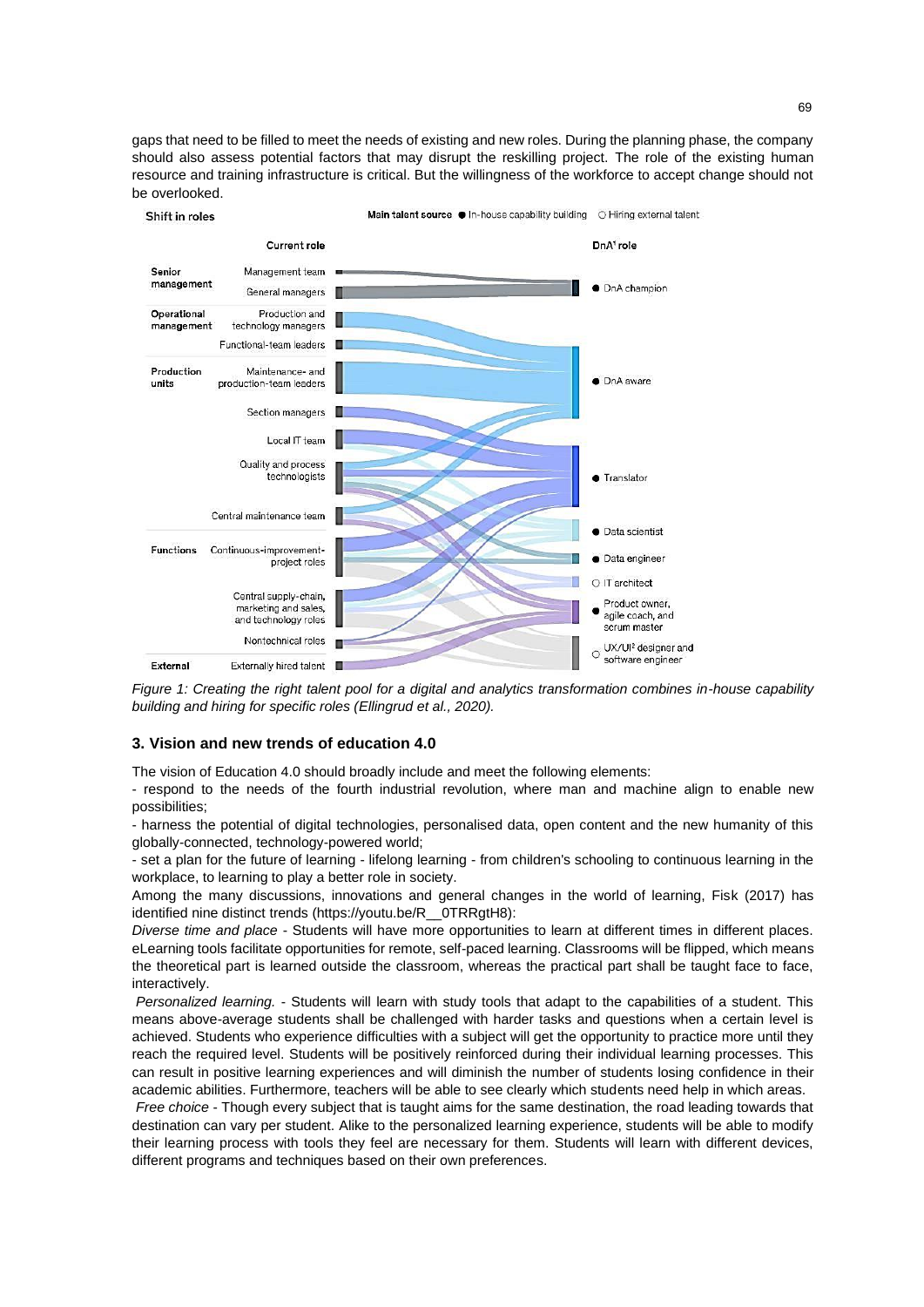gaps that need to be filled to meet the needs of existing and new roles. During the planning phase, the company should also assess potential factors that may disrupt the reskilling project. The role of the existing human resource and training infrastructure is critical. But the willingness of the workforce to accept change should not be overlooked.

*Figure 1: Creating the right talent pool for a digital and analytics transformation combines in-house capability building and hiring for specific roles (Ellingrud et al., 2020).*

## 3. Vision and new trends of education 4.0

The vision of Education 4.0 should broadly include and meet the following elements:

- respond to the needs of the fourth industrial revolution, where man and machine align to enable new possibilities;
- harness the potential of digital technologies, personalised data, open content and the new humanity of this globally-connected, technology-powered world;
- set a plan for the future of learning - lifelong learning - from children's schooling to continuous learning in the workplace, to learning to play a better role in society.

Among the many discussions, innovations and general changes in the world of learning, Fisk (2017) has identified nine distinct trends (https://youtu.be/R__0TRRgtH8):

*Diverse time and place* - Students will have more opportunities to learn at different times in different places. eLearning tools facilitate opportunities for remote, self-paced learning. Classrooms will be flipped, which means the theoretical part is learned outside the classroom, whereas the practical part shall be taught face to face, interactively.

*Personalized learning.* - Students will learn with study tools that adapt to the capabilities of a student. This means above-average students shall be challenged with harder tasks and questions when a certain level is achieved. Students who experience difficulties with a subject will get the opportunity to practice more until they reach the required level. Students will be positively reinforced during their individual learning processes. This can result in positive learning experiences and will diminish the number of students losing confidence in their academic abilities. Furthermore, teachers will be able to see clearly which students need help in which areas.

*Free choice* - Though every subject that is taught aims for the same destination, the road leading towards that destination can vary per student. Alike to the personalized learning experience, students will be able to modify their learning process with tools they feel are necessary for them. Students will learn with different devices, different programs and techniques based on their own preferences.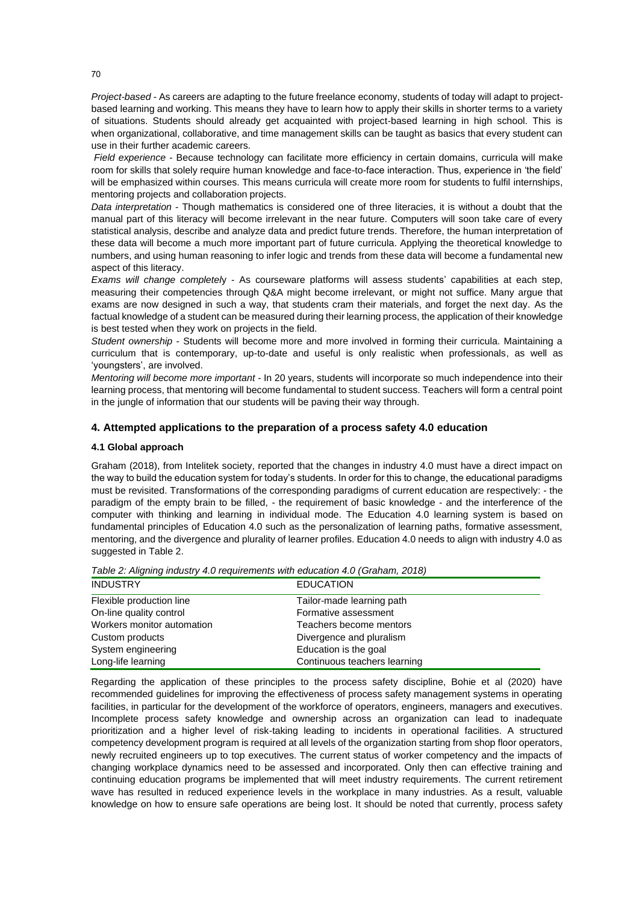*Project-based* - As careers are adapting to the future freelance economy, students of today will adapt to project-based learning and working. This means they have to learn how to apply their skills in shorter terms to a variety of situations. Students should already get acquainted with project-based learning in high school. This is when organizational, collaborative, and time management skills can be taught as basics that every student can use in their further academic careers.

*Field experience* - Because technology can facilitate more efficiency in certain domains, curricula will make room for skills that solely require human knowledge and face-to-face interaction. Thus, experience in 'the field' will be emphasized within courses. This means curricula will create more room for students to fulfil internships, mentoring projects and collaboration projects.

*Data interpretation* - Though mathematics is considered one of three literacies, it is without a doubt that the manual part of this literacy will become irrelevant in the near future. Computers will soon take care of every statistical analysis, describe and analyze data and predict future trends. Therefore, the human interpretation of these data will become a much more important part of future curricula. Applying the theoretical knowledge to numbers, and using human reasoning to infer logic and trends from these data will become a fundamental new aspect of this literacy.

*Exams will change completely* - As courseware platforms will assess students' capabilities at each step, measuring their competencies through Q&A might become irrelevant, or might not suffice. Many argue that exams are now designed in such a way, that students cram their materials, and forget the next day. As the factual knowledge of a student can be measured during their learning process, the application of their knowledge is best tested when they work on projects in the field.

*Student ownership* - Students will become more and more involved in forming their curricula. Maintaining a curriculum that is contemporary, up-to-date and useful is only realistic when professionals, as well as 'youngsters', are involved.

*Mentoring will become more important* - In 20 years, students will incorporate so much independence into their learning process, that mentoring will become fundamental to student success. Teachers will form a central point in the jungle of information that our students will be paving their way through.

## 4. Attempted applications to the preparation of a process safety 4.0 education

### 4.1 Global approach

Graham (2018), from Intelitek society, reported that the changes in industry 4.0 must have a direct impact on the way to build the education system for today's students. In order for this to change, the educational paradigms must be revisited. Transformations of the corresponding paradigms of current education are respectively: - the paradigm of the empty brain to be filled, - the requirement of basic knowledge - and the interference of the computer with thinking and learning in individual mode. The Education 4.0 learning system is based on fundamental principles of Education 4.0 such as the personalization of learning paths, formative assessment, mentoring, and the divergence and plurality of learner profiles. Education 4.0 needs to align with industry 4.0 as suggested in Table 2.

*Table 2: Aligning industry 4.0 requirements with education 4.0 (Graham, 2018)*

| INDUSTRY | EDUCATION |
|---|---|
| Flexible production line | Tailor-made learning path |
| On-line quality control | Formative assessment |
| Workers monitor automation | Teachers become mentors |
| Custom products | Divergence and pluralism |
| System engineering | Education is the goal |
| Long-life learning | Continuous teachers learning |

Regarding the application of these principles to the process safety discipline, Bohie et al (2020) have recommended guidelines for improving the effectiveness of process safety management systems in operating facilities, in particular for the development of the workforce of operators, engineers, managers and executives. Incomplete process safety knowledge and ownership across an organization can lead to inadequate prioritization and a higher level of risk-taking leading to incidents in operational facilities. A structured competency development program is required at all levels of the organization starting from shop floor operators, newly recruited engineers up to top executives. The current status of worker competency and the impacts of changing workplace dynamics need to be assessed and incorporated. Only then can effective training and continuing education programs be implemented that will meet industry requirements. The current retirement wave has resulted in reduced experience levels in the workplace in many industries. As a result, valuable knowledge on how to ensure safe operations are being lost. It should be noted that currently, process safety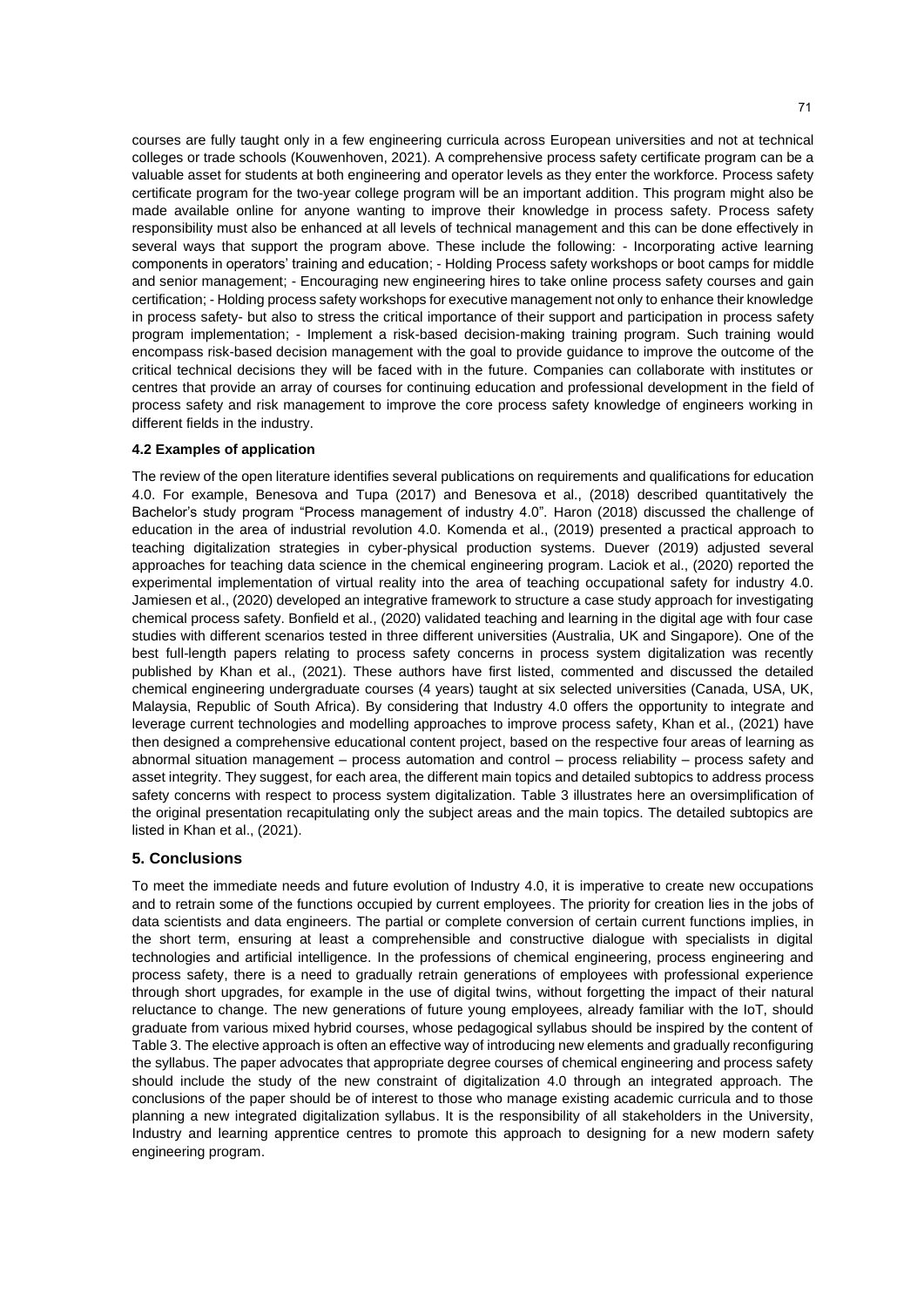courses are fully taught only in a few engineering curricula across European universities and not at technical colleges or trade schools (Kouwenhoven, 2021). A comprehensive process safety certificate program can be a valuable asset for students at both engineering and operator levels as they enter the workforce. Process safety certificate program for the two-year college program will be an important addition. This program might also be made available online for anyone wanting to improve their knowledge in process safety. Process safety responsibility must also be enhanced at all levels of technical management and this can be done effectively in several ways that support the program above. These include the following: - Incorporating active learning components in operators' training and education; - Holding Process safety workshops or boot camps for middle and senior management; - Encouraging new engineering hires to take online process safety courses and gain certification; - Holding process safety workshops for executive management not only to enhance their knowledge in process safety- but also to stress the critical importance of their support and participation in process safety program implementation; - Implement a risk-based decision-making training program. Such training would encompass risk-based decision management with the goal to provide guidance to improve the outcome of the critical technical decisions they will be faced with in the future. Companies can collaborate with institutes or centres that provide an array of courses for continuing education and professional development in the field of process safety and risk management to improve the core process safety knowledge of engineers working in different fields in the industry.

### 4.2 Examples of application

The review of the open literature identifies several publications on requirements and qualifications for education 4.0. For example, Benesova and Tupa (2017) and Benesova et al., (2018) described quantitatively the Bachelor's study program "Process management of industry 4.0". Haron (2018) discussed the challenge of education in the area of industrial revolution 4.0. Komenda et al., (2019) presented a practical approach to teaching digitalization strategies in cyber-physical production systems. Duever (2019) adjusted several approaches for teaching data science in the chemical engineering program. Laciok et al., (2020) reported the experimental implementation of virtual reality into the area of teaching occupational safety for industry 4.0. Jamiesen et al., (2020) developed an integrative framework to structure a case study approach for investigating chemical process safety. Bonfield et al., (2020) validated teaching and learning in the digital age with four case studies with different scenarios tested in three different universities (Australia, UK and Singapore). One of the best full-length papers relating to process safety concerns in process system digitalization was recently published by Khan et al., (2021). These authors have first listed, commented and discussed the detailed chemical engineering undergraduate courses (4 years) taught at six selected universities (Canada, USA, UK, Malaysia, Republic of South Africa). By considering that Industry 4.0 offers the opportunity to integrate and leverage current technologies and modelling approaches to improve process safety, Khan et al., (2021) have then designed a comprehensive educational content project, based on the respective four areas of learning as abnormal situation management – process automation and control – process reliability – process safety and asset integrity. They suggest, for each area, the different main topics and detailed subtopics to address process safety concerns with respect to process system digitalization. Table 3 illustrates here an oversimplification of the original presentation recapitulating only the subject areas and the main topics. The detailed subtopics are listed in Khan et al., (2021).

## 5. Conclusions

To meet the immediate needs and future evolution of Industry 4.0, it is imperative to create new occupations and to retrain some of the functions occupied by current employees. The priority for creation lies in the jobs of data scientists and data engineers. The partial or complete conversion of certain current functions implies, in the short term, ensuring at least a comprehensible and constructive dialogue with specialists in digital technologies and artificial intelligence. In the professions of chemical engineering, process engineering and process safety, there is a need to gradually retrain generations of employees with professional experience through short upgrades, for example in the use of digital twins, without forgetting the impact of their natural reluctance to change. The new generations of future young employees, already familiar with the IoT, should graduate from various mixed hybrid courses, whose pedagogical syllabus should be inspired by the content of Table 3. The elective approach is often an effective way of introducing new elements and gradually reconfiguring the syllabus. The paper advocates that appropriate degree courses of chemical engineering and process safety should include the study of the new constraint of digitalization 4.0 through an integrated approach. The conclusions of the paper should be of interest to those who manage existing academic curricula and to those planning a new integrated digitalization syllabus. It is the responsibility of all stakeholders in the University, Industry and learning apprentice centres to promote this approach to designing for a new modern safety engineering program.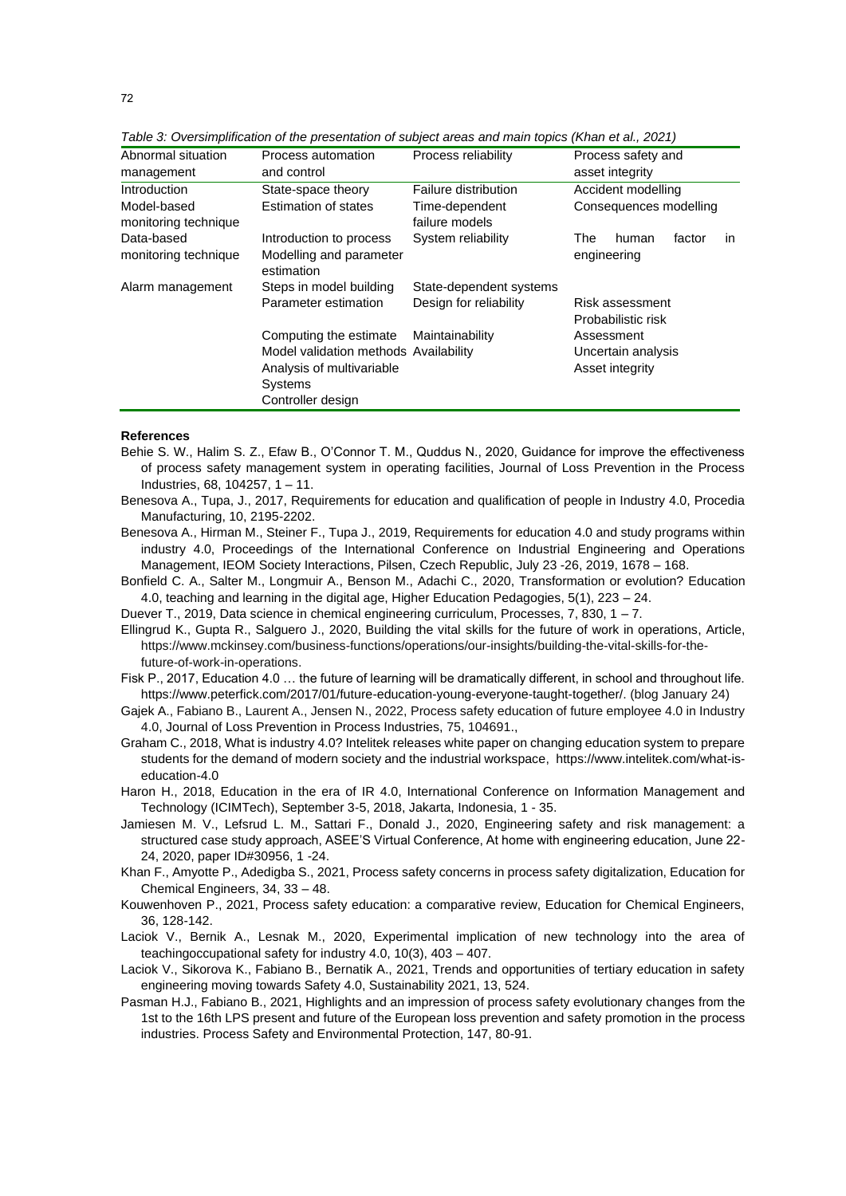*Table 3: Oversimplification of the presentation of subject areas and main topics (Khan et al., 2021)*

| Abnormal situation management | Process automation and control | Process reliability | Process safety and asset integrity |
|---|---|---|---|
| Introduction | State-space theory | Failure distribution | Accident modelling |
| Model-based monitoring technique | Estimation of states | Time-dependent failure models | Consequences modelling |
| Data-based monitoring technique | Introduction to process Modelling and parameter estimation | System reliability | The human factor in engineering |
| Alarm management | Steps in model building | State-dependent systems | |
| | Parameter estimation | Design for reliability | Risk assessment Probabilistic risk |
| | Computing the estimate | Maintainability | Assessment |
| | Model validation methods | Availability | Uncertain analysis |
| | Analysis of multivariable Systems | | Asset integrity |
| | Controller design | | |

**References**

Behie S. W., Halim S. Z., Efaw B., O'Connor T. M., Quddus N., 2020, Guidance for improve the effectiveness of process safety management system in operating facilities, Journal of Loss Prevention in the Process Industries, 68, 104257, 1 – 11.

Benesova A., Tupa, J., 2017, Requirements for education and qualification of people in Industry 4.0, Procedia Manufacturing, 10, 2195-2202.

Benesova A., Hirman M., Steiner F., Tupa J., 2019, Requirements for education 4.0 and study programs within industry 4.0, Proceedings of the International Conference on Industrial Engineering and Operations Management, IEOM Society Interactions, Pilsen, Czech Republic, July 23 -26, 2019, 1678 – 168.

Bonfield C. A., Salter M., Longmuir A., Benson M., Adachi C., 2020, Transformation or evolution? Education 4.0, teaching and learning in the digital age, Higher Education Pedagogies, 5(1), 223 – 24.

Duever T., 2019, Data science in chemical engineering curriculum, Processes, 7, 830, 1 – 7.

Ellingrud K., Gupta R., Salguero J., 2020, Building the vital skills for the future of work in operations, Article, https://www.mckinsey.com/business-functions/operations/our-insights/building-the-vital-skills-for-the-future-of-work-in-operations.

Fisk P., 2017, Education 4.0 … the future of learning will be dramatically different, in school and throughout life. https://www.peterfick.com/2017/01/future-education-young-everyone-taught-together/. (blog January 24)

Gajek A., Fabiano B., Laurent A., Jensen N., 2022, Process safety education of future employee 4.0 in Industry 4.0, Journal of Loss Prevention in Process Industries, 75, 104691.,

Graham C., 2018, What is industry 4.0? Intelitek releases white paper on changing education system to prepare students for the demand of modern society and the industrial workspace, https://www.intelitek.com/what-is-education-4.0

Haron H., 2018, Education in the era of IR 4.0, International Conference on Information Management and Technology (ICIMTech), September 3-5, 2018, Jakarta, Indonesia, 1 - 35.

Jamiesen M. V., Lefsrud L. M., Sattari F., Donald J., 2020, Engineering safety and risk management: a structured case study approach, ASEE'S Virtual Conference, At home with engineering education, June 22-24, 2020, paper ID#30956, 1 -24.

Khan F., Amyotte P., Adedigba S., 2021, Process safety concerns in process safety digitalization, Education for Chemical Engineers, 34, 33 – 48.

Kouwenhoven P., 2021, Process safety education: a comparative review, Education for Chemical Engineers, 36, 128-142.

Laciok V., Bernik A., Lesnak M., 2020, Experimental implication of new technology into the area of teachingoccupational safety for industry 4.0, 10(3), 403 – 407.

Laciok V., Sikorova K., Fabiano B., Bernatik A., 2021, Trends and opportunities of tertiary education in safety engineering moving towards Safety 4.0, Sustainability 2021, 13, 524.

Pasman H.J., Fabiano B., 2021, Highlights and an impression of process safety evolutionary changes from the 1st to the 16th LPS present and future of the European loss prevention and safety promotion in the process industries. Process Safety and Environmental Protection, 147, 80-91.